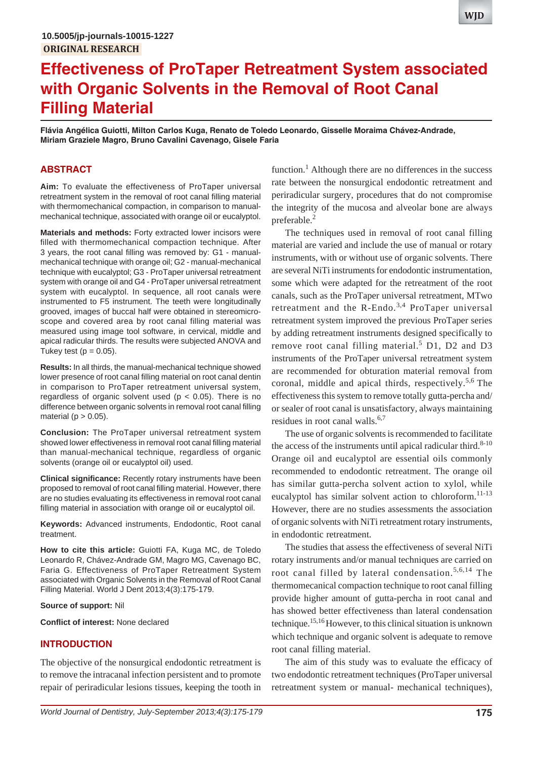10.5005/jp-journals-10015-1227

ORIGINAL RESEARCH

# Effectiveness of ProTaper Retreatment System associated with Organic Solvents in the Removal of Root Canal Filling Material

**Flávia Angélica Guiotti, Milton Carlos Kuga, Renato de Toledo Leonardo, Gisselle Moraima Chávez-Andrade, Miriam Graziele Magro, Bruno Cavalini Cavenago, Gisele Faria**

## ABSTRACT

**Aim:** To evaluate the effectiveness of ProTaper universal retreatment system in the removal of root canal filling material with thermomechanical compaction, in comparison to manual-mechanical technique, associated with orange oil or eucalyptol.

**Materials and methods:** Forty extracted lower incisors were filled with thermomechanical compaction technique. After 3 years, the root canal filling was removed by: G1 - manual-mechanical technique with orange oil; G2 - manual-mechanical technique with eucalyptol; G3 - ProTaper universal retreatment system with orange oil and G4 - ProTaper universal retreatment system with eucalyptol. In sequence, all root canals were instrumented to F5 instrument. The teeth were longitudinally grooved, images of buccal half were obtained in stereomicro-scope and covered area by root canal filling material was measured using image tool software, in cervical, middle and apical radicular thirds. The results were subjected ANOVA and Tukey test ($p = 0.05$).

**Results:** In all thirds, the manual-mechanical technique showed lower presence of root canal filling material on root canal dentin in comparison to ProTaper retreatment universal system, regardless of organic solvent used ($p < 0.05$). There is no difference between organic solvents in removal root canal filling material ($p > 0.05$).

**Conclusion:** The ProTaper universal retreatment system showed lower effectiveness in removal root canal filling material than manual-mechanical technique, regardless of organic solvents (orange oil or eucalyptol oil) used.

**Clinical significance:** Recently rotary instruments have been proposed to removal of root canal filling material. However, there are no studies evaluating its effectiveness in removal root canal filling material in association with orange oil or eucalyptol oil.

**Keywords:** Advanced instruments, Endodontic, Root canal treatment.

**How to cite this article:** Guiotti FA, Kuga MC, de Toledo Leonardo R, Chávez-Andrade GM, Magro MG, Cavenago BC, Faria G. Effectiveness of ProTaper Retreatment System associated with Organic Solvents in the Removal of Root Canal Filling Material. World J Dent 2013;4(3):175-179.

**Source of support:** Nil

**Conflict of interest:** None declared

## INTRODUCTION

The objective of the nonsurgical endodontic retreatment is to remove the intracanal infection persistent and to promote repair of periradicular lesions tissues, keeping the tooth in function.[1] Although there are no differences in the success rate between the nonsurgical endodontic retreatment and periradicular surgery, procedures that do not compromise the integrity of the mucosa and alveolar bone are always preferable.[2]

The techniques used in removal of root canal filling material are varied and include the use of manual or rotary instruments, with or without use of organic solvents. There are several NiTi instruments for endodontic instrumentation, some which were adapted for the retreatment of the root canals, such as the ProTaper universal retreatment, MTwo retreatment and the R-Endo.[3,4] ProTaper universal retreatment system improved the previous ProTaper series by adding retreatment instruments designed specifically to remove root canal filling material.[5] D1, D2 and D3 instruments of the ProTaper universal retreatment system are recommended for obturation material removal from coronal, middle and apical thirds, respectively.[5,6] The effectiveness this system to remove totally gutta-percha and/or sealer of root canal is unsatisfactory, always maintaining residues in root canal walls.[6,7]

The use of organic solvents is recommended to facilitate the access of the instruments until apical radicular third.[8-10] Orange oil and eucalyptol are essential oils commonly recommended to endodontic retreatment. The orange oil has similar gutta-percha solvent action to xylol, while eucalyptol has similar solvent action to chloroform.[11-13] However, there are no studies assessments the association of organic solvents with NiTi retreatment rotary instruments, in endodontic retreatment.

The studies that assess the effectiveness of several NiTi rotary instruments and/or manual techniques are carried on root canal filled by lateral condensation.[5,6,14] The thermomecanical compaction technique to root canal filling provide higher amount of gutta-percha in root canal and has showed better effectiveness than lateral condensation technique.[15,16] However, to this clinical situation is unknown which technique and organic solvent is adequate to remove root canal filling material.

The aim of this study was to evaluate the efficacy of two endodontic retreatment techniques (ProTaper universal retreatment system or manual- mechanical techniques),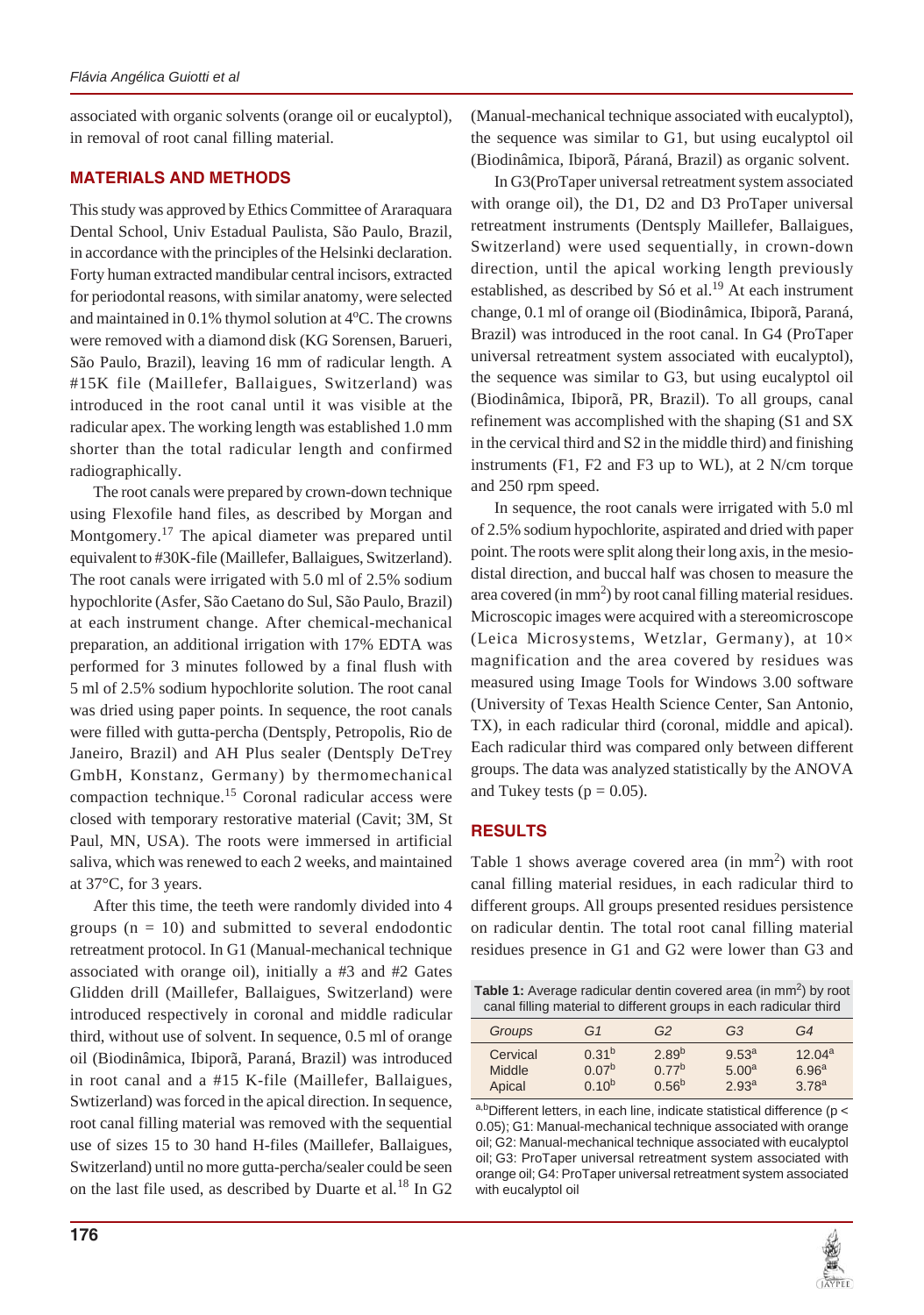associated with organic solvents (orange oil or eucalyptol), in removal of root canal filling material.

## MATERIALS AND METHODS

This study was approved by Ethics Committee of Araraquara Dental School, Univ Estadual Paulista, São Paulo, Brazil, in accordance with the principles of the Helsinki declaration. Forty human extracted mandibular central incisors, extracted for periodontal reasons, with similar anatomy, were selected and maintained in 0.1% thymol solution at 4ºC. The crowns were removed with a diamond disk (KG Sorensen, Barueri, São Paulo, Brazil), leaving 16 mm of radicular length. A #15K file (Maillefer, Ballaigues, Switzerland) was introduced in the root canal until it was visible at the radicular apex. The working length was established 1.0 mm shorter than the total radicular length and confirmed radiographically.

The root canals were prepared by crown-down technique using Flexofile hand files, as described by Morgan and Montgomery.[17] The apical diameter was prepared until equivalent to #30K-file (Maillefer, Ballaigues, Switzerland). The root canals were irrigated with 5.0 ml of 2.5% sodium hypochlorite (Asfer, São Caetano do Sul, São Paulo, Brazil) at each instrument change. After chemical-mechanical preparation, an additional irrigation with 17% EDTA was performed for 3 minutes followed by a final flush with 5 ml of 2.5% sodium hypochlorite solution. The root canal was dried using paper points. In sequence, the root canals were filled with gutta-percha (Dentsply, Petropolis, Rio de Janeiro, Brazil) and AH Plus sealer (Dentsply DeTrey GmbH, Konstanz, Germany) by thermomechanical compaction technique.[15] Coronal radicular access were closed with temporary restorative material (Cavit; 3M, St Paul, MN, USA). The roots were immersed in artificial saliva, which was renewed to each 2 weeks, and maintained at 37°C, for 3 years.

After this time, the teeth were randomly divided into 4 groups (n = 10) and submitted to several endodontic retreatment protocol. In G1 (Manual-mechanical technique associated with orange oil), initially a #3 and #2 Gates Glidden drill (Maillefer, Ballaigues, Switzerland) were introduced respectively in coronal and middle radicular third, without use of solvent. In sequence, 0.5 ml of orange oil (Biodinâmica, Ibiporã, Paraná, Brazil) was introduced in root canal and a #15 K-file (Maillefer, Ballaigues, Swtizerland) was forced in the apical direction. In sequence, root canal filling material was removed with the sequential use of sizes 15 to 30 hand H-files (Maillefer, Ballaigues, Switzerland) until no more gutta-percha/sealer could be seen on the last file used, as described by Duarte et al.[18] In G2 (Manual-mechanical technique associated with eucalyptol), the sequence was similar to G1, but using eucalyptol oil (Biodinâmica, Ibiporã, Páraná, Brazil) as organic solvent.

In G3(ProTaper universal retreatment system associated with orange oil), the D1, D2 and D3 ProTaper universal retreatment instruments (Dentsply Maillefer, Ballaigues, Switzerland) were used sequentially, in crown-down direction, until the apical working length previously established, as described by Só et al.[19] At each instrument change, 0.1 ml of orange oil (Biodinâmica, Ibiporã, Paraná, Brazil) was introduced in the root canal. In G4 (ProTaper universal retreatment system associated with eucalyptol), the sequence was similar to G3, but using eucalyptol oil (Biodinâmica, Ibiporã, PR, Brazil). To all groups, canal refinement was accomplished with the shaping (S1 and SX in the cervical third and S2 in the middle third) and finishing instruments (F1, F2 and F3 up to WL), at 2 N/cm torque and 250 rpm speed.

In sequence, the root canals were irrigated with 5.0 ml of 2.5% sodium hypochlorite, aspirated and dried with paper point. The roots were split along their long axis, in the mesio-distal direction, and buccal half was chosen to measure the area covered (in $mm^2$) by root canal filling material residues. Microscopic images were acquired with a stereomicroscope (Leica Microsystems, Wetzlar, Germany), at 10× magnification and the area covered by residues was measured using Image Tools for Windows 3.00 software (University of Texas Health Science Center, San Antonio, TX), in each radicular third (coronal, middle and apical). Each radicular third was compared only between different groups. The data was analyzed statistically by the ANOVA and Tukey tests ($p = 0.05$).

## RESULTS

Table 1 shows average covered area (in $mm^2$) with root canal filling material residues, in each radicular third to different groups. All groups presented residues persistence on radicular dentin. The total root canal filling material residues presence in G1 and G2 were lower than G3 and

**Table 1:** Average radicular dentin covered area (in $mm^2$) by root canal filling material to different groups in each radicular third

| Groups | G1 | G2 | G3 | G4 |
|---|---|---|---|---|
| Cervical | $0.31^b$ | $2.89^b$ | $9.53^a$ | $12.04^a$ |
| Middle | $0.07^b$ | $0.77^b$ | $5.00^a$ | $6.96^a$ |
| Apical | $0.10^b$ | $0.56^b$ | $2.93^a$ | $3.78^a$ |

a,b Different letters, in each line, indicate statistical difference ($p < 0.05$); G1: Manual-mechanical technique associated with orange oil; G2: Manual-mechanical technique associated with eucalyptol oil; G3: ProTaper universal retreatment system associated with orange oil; G4: ProTaper universal retreatment system associated with eucalyptol oil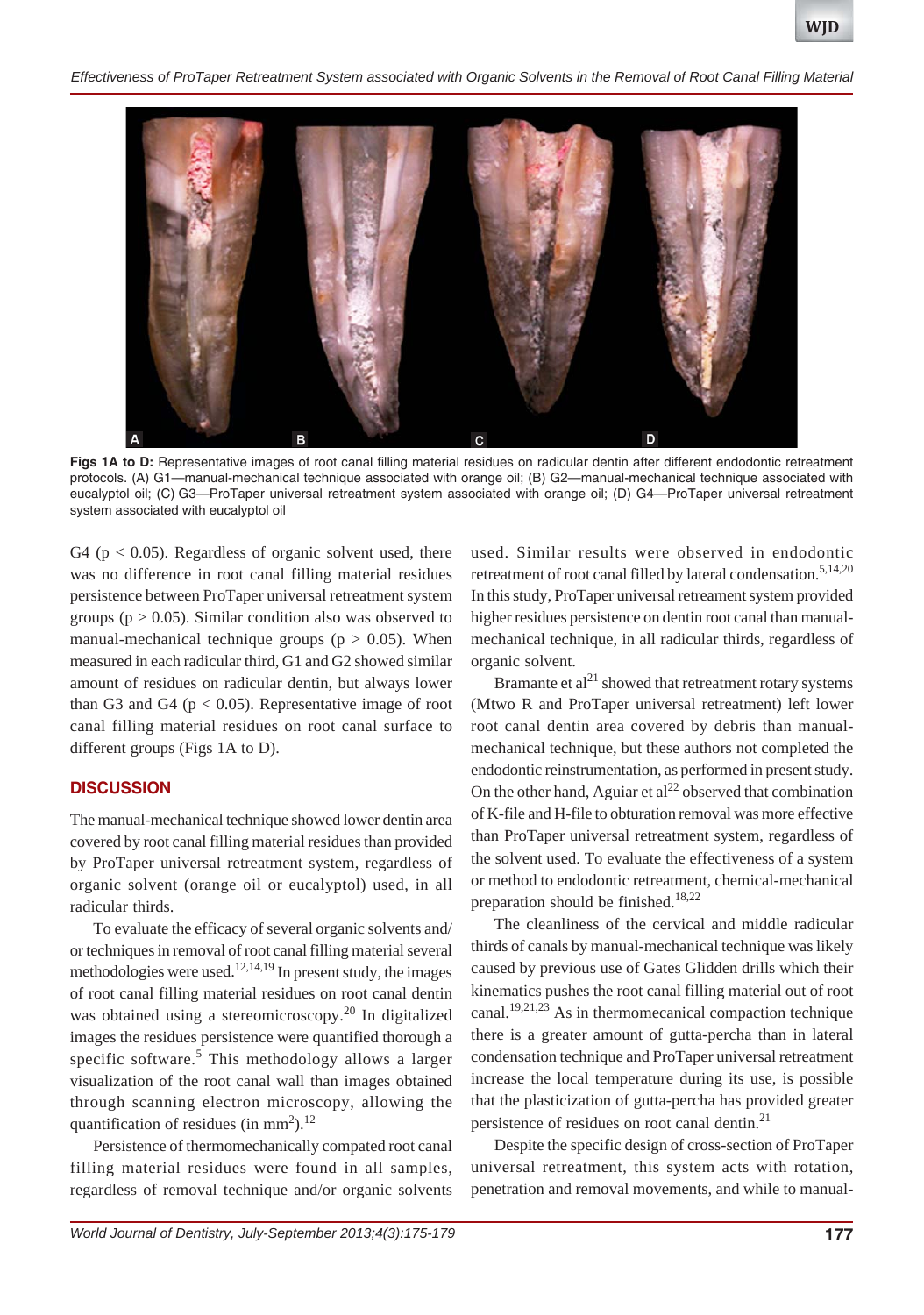Figs 1A to D: Representative images of root canal filling material residues on radicular dentin after different endodontic retreatment protocols. (A) G1—manual-mechanical technique associated with orange oil; (B) G2—manual-mechanical technique associated with eucalyptol oil; (C) G3—ProTaper universal retreatment system associated with orange oil; (D) G4—ProTaper universal retreatment system associated with eucalyptol oil

G4 ($p < 0.05$). Regardless of organic solvent used, there was no difference in root canal filling material residues persistence between ProTaper universal retreatment system groups ($p > 0.05$). Similar condition also was observed to manual-mechanical technique groups ($p > 0.05$). When measured in each radicular third, G1 and G2 showed similar amount of residues on radicular dentin, but always lower than G3 and G4 ($p < 0.05$). Representative image of root canal filling material residues on root canal surface to different groups (Figs 1A to D).

## DISCUSSION

The manual-mechanical technique showed lower dentin area covered by root canal filling material residues than provided by ProTaper universal retreatment system, regardless of organic solvent (orange oil or eucalyptol) used, in all radicular thirds.

To evaluate the efficacy of several organic solvents and/or techniques in removal of root canal filling material several methodologies were used.[12,14,19] In present study, the images of root canal filling material residues on root canal dentin was obtained using a stereomicroscopy.[20] In digitalized images the residues persistence were quantified thorough a specific software.[5] This methodology allows a larger visualization of the root canal wall than images obtained through scanning electron microscopy, allowing the quantification of residues (in $mm^2$).[12]

Persistence of thermomechanically compated root canal filling material residues were found in all samples, regardless of removal technique and/or organic solvents used. Similar results were observed in endodontic retreatment of root canal filled by lateral condensation.[5,14,20] In this study, ProTaper universal retreament system provided higher residues persistence on dentin root canal than manual-mechanical technique, in all radicular thirds, regardless of organic solvent.

Bramante et al[21] showed that retreatment rotary systems (Mtwo R and ProTaper universal retreatment) left lower root canal dentin area covered by debris than manual-mechanical technique, but these authors not completed the endodontic reinstrumentation, as performed in present study. On the other hand, Aguiar et al[22] observed that combination of K-file and H-file to obturation removal was more effective than ProTaper universal retreatment system, regardless of the solvent used. To evaluate the effectiveness of a system or method to endodontic retreatment, chemical-mechanical preparation should be finished.[18,22]

The cleanliness of the cervical and middle radicular thirds of canals by manual-mechanical technique was likely caused by previous use of Gates Glidden drills which their kinematics pushes the root canal filling material out of root canal.[19,21,23] As in thermomecanical compaction technique there is a greater amount of gutta-percha than in lateral condensation technique and ProTaper universal retreatment increase the local temperature during its use, is possible that the plasticization of gutta-percha has provided greater persistence of residues on root canal dentin.[21]

Despite the specific design of cross-section of ProTaper universal retreatment, this system acts with rotation, penetration and removal movements, and while to manual-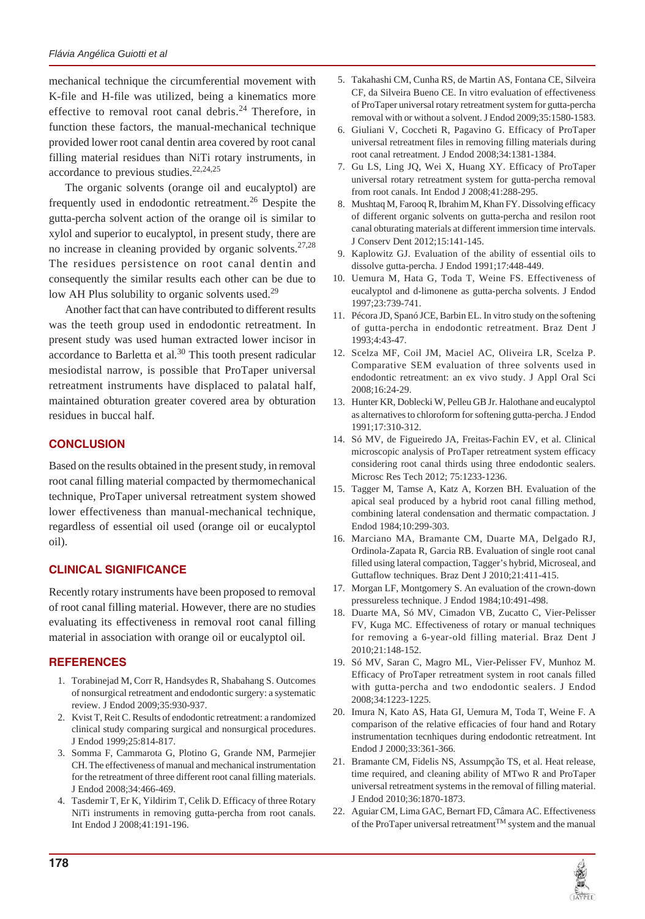mechanical technique the circumferential movement with K-file and H-file was utilized, being a kinematics more effective to removal root canal debris.[24] Therefore, in function these factors, the manual-mechanical technique provided lower root canal dentin area covered by root canal filling material residues than NiTi rotary instruments, in accordance to previous studies.[22,24,25]

The organic solvents (orange oil and eucalyptol) are frequently used in endodontic retreatment.[26] Despite the gutta-percha solvent action of the orange oil is similar to xylol and superior to eucalyptol, in present study, there are no increase in cleaning provided by organic solvents.[27,28] The residues persistence on root canal dentin and consequently the similar results each other can be due to low AH Plus solubility to organic solvents used.[29]

Another fact that can have contributed to different results was the teeth group used in endodontic retreatment. In present study was used human extracted lower incisor in accordance to Barletta et al.[30] This tooth present radicular mesiodistal narrow, is possible that ProTaper universal retreatment instruments have displaced to palatal half, maintained obturation greater covered area by obturation residues in buccal half.

## CONCLUSION

Based on the results obtained in the present study, in removal root canal filling material compacted by thermomechanical technique, ProTaper universal retreatment system showed lower effectiveness than manual-mechanical technique, regardless of essential oil used (orange oil or eucalyptol oil).

## CLINICAL SIGNIFICANCE

Recently rotary instruments have been proposed to removal of root canal filling material. However, there are no studies evaluating its effectiveness in removal root canal filling material in association with orange oil or eucalyptol oil.

## REFERENCES

1. Torabinejad M, Corr R, Handsydes R, Shabahang S. Outcomes of nonsurgical retreatment and endodontic surgery: a systematic review. J Endod 2009;35:930-937.
2. Kvist T, Reit C. Results of endodontic retreatment: a randomized clinical study comparing surgical and nonsurgical procedures. J Endod 1999;25:814-817.
3. Somma F, Cammarota G, Plotino G, Grande NM, Parmejier CH. The effectiveness of manual and mechanical instrumentation for the retreatment of three different root canal filling materials. J Endod 2008;34:466-469.
4. Tasdemir T, Er K, Yildirim T, Celik D. Efficacy of three Rotary NiTi instruments in removing gutta-percha from root canals. Int Endod J 2008;41:191-196.
5. Takahashi CM, Cunha RS, de Martin AS, Fontana CE, Silveira CF, da Silveira Bueno CE. In vitro evaluation of effectiveness of ProTaper universal rotary retreatment system for gutta-percha removal with or without a solvent. J Endod 2009;35:1580-1583.
6. Giuliani V, Coccheti R, Pagavino G. Efficacy of ProTaper universal retreatment files in removing filling materials during root canal retreatment. J Endod 2008;34:1381-1384.
7. Gu LS, Ling JQ, Wei X, Huang XY. Efficacy of ProTaper universal rotary retreatment system for gutta-percha removal from root canals. Int Endod J 2008;41:288-295.
8. Mushtaq M, Farooq R, Ibrahim M, Khan FY. Dissolving efficacy of different organic solvents on gutta-percha and resilon root canal obturating materials at different immersion time intervals. J Conserv Dent 2012;15:141-145.
9. Kaplowitz GJ. Evaluation of the ability of essential oils to dissolve gutta-percha. J Endod 1991;17:448-449.
10. Uemura M, Hata G, Toda T, Weine FS. Effectiveness of eucalyptol and d-limonene as gutta-percha solvents. J Endod 1997;23:739-741.
11. Pécora JD, Spanó JCE, Barbin EL. In vitro study on the softening of gutta-percha in endodontic retreatment. Braz Dent J 1993;4:43-47.
12. Scelza MF, Coil JM, Maciel AC, Oliveira LR, Scelza P. Comparative SEM evaluation of three solvents used in endodontic retreatment: an ex vivo study. J Appl Oral Sci 2008;16:24-29.
13. Hunter KR, Doblecki W, Pelleu GB Jr. Halothane and eucalyptol as alternatives to chloroform for softening gutta-percha. J Endod 1991;17:310-312.
14. Só MV, de Figueiredo JA, Freitas-Fachin EV, et al. Clinical microscopic analysis of ProTaper retreatment system efficacy considering root canal thirds using three endodontic sealers. Microsc Res Tech 2012; 75:1233-1236.
15. Tagger M, Tamse A, Katz A, Korzen BH. Evaluation of the apical seal produced by a hybrid root canal filling method, combining lateral condensation and thermatic compactation. J Endod 1984;10:299-303.
16. Marciano MA, Bramante CM, Duarte MA, Delgado RJ, Ordinola-Zapata R, Garcia RB. Evaluation of single root canal filled using lateral compaction, Tagger's hybrid, Microseal, and Guttaflow techniques. Braz Dent J 2010;21:411-415.
17. Morgan LF, Montgomery S. An evaluation of the crown-down pressureless technique. J Endod 1984;10:491-498.
18. Duarte MA, Só MV, Cimadon VB, Zucatto C, Vier-Pelisser FV, Kuga MC. Effectiveness of rotary or manual techniques for removing a 6-year-old filling material. Braz Dent J 2010;21:148-152.
19. Só MV, Saran C, Magro ML, Vier-Pelisser FV, Munhoz M. Efficacy of ProTaper retreatment system in root canals filled with gutta-percha and two endodontic sealers. J Endod 2008;34:1223-1225.
20. Imura N, Kato AS, Hata GI, Uemura M, Toda T, Weine F. A comparison of the relative efficacies of four hand and Rotary instrumentation tecnhiques during endodontic retreatment. Int Endod J 2000;33:361-366.
21. Bramante CM, Fidelis NS, Assumpção TS, et al. Heat release, time required, and cleaning ability of MTwo R and ProTaper universal retreatment systems in the removal of filling material. J Endod 2010;36:1870-1873.
22. Aguiar CM, Lima GAC, Bernart FD, Câmara AC. Effectiveness of the ProTaper universal retreatment™ system and the manual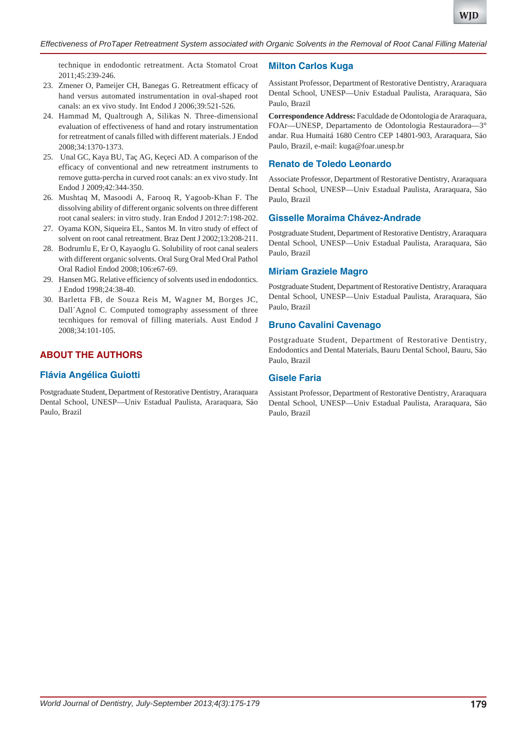technique in endodontic retreatment. Acta Stomatol Croat 2011;45:239-246.

23. Zmener O, Pameijer CH, Banegas G. Retreatment efficacy of hand versus automated instrumentation in oval-shaped root canals: an ex vivo study. Int Endod J 2006;39:521-526.
24. Hammad M, Qualtrough A, Silikas N. Three-dimensional evaluation of effectiveness of hand and rotary instrumentation for retreatment of canals filled with different materials. J Endod 2008;34:1370-1373.
25. Unal GC, Kaya BU, Taç AG, Keçeci AD. A comparison of the efficacy of conventional and new retreatment instruments to remove gutta-percha in curved root canals: an ex vivo study. Int Endod J 2009;42:344-350.
26. Mushtaq M, Masoodi A, Farooq R, Yagoob-Khan F. The dissolving ability of different organic solvents on three different root canal sealers: in vitro study. Iran Endod J 2012:7:198-202.
27. Oyama KON, Siqueira EL, Santos M. In vitro study of effect of solvent on root canal retreatment. Braz Dent J 2002;13:208-211.
28. Bodrumlu E, Er O, Kayaoglu G. Solubility of root canal sealers with different organic solvents. Oral Surg Oral Med Oral Pathol Oral Radiol Endod 2008;106:e67-69.
29. Hansen MG. Relative efficiency of solvents used in endodontics. J Endod 1998;24:38-40.
30. Barletta FB, de Souza Reis M, Wagner M, Borges JC, Dall´Agnol C. Computed tomography assessment of three tecnhiques for removal of filling materials. Aust Endod J 2008;34:101-105.

## ABOUT THE AUTHORS

### Flávia Angélica Guiotti

Postgraduate Student, Department of Restorative Dentistry, Araraquara Dental School, UNESP—Univ Estadual Paulista, Araraquara, São Paulo, Brazil

### Milton Carlos Kuga

Assistant Professor, Department of Restorative Dentistry, Araraquara Dental School, UNESP—Univ Estadual Paulista, Araraquara, São Paulo, Brazil

**Correspondence Address:** Faculdade de Odontologia de Araraquara, FOAr—UNESP, Departamento de Odontologia Restauradora—3° andar. Rua Humaitá 1680 Centro CEP 14801-903, Araraquara, São Paulo, Brazil, e-mail: kuga@foar.unesp.br

### Renato de Toledo Leonardo

Associate Professor, Department of Restorative Dentistry, Araraquara Dental School, UNESP—Univ Estadual Paulista, Araraquara, São Paulo, Brazil

### Gisselle Moraima Chávez-Andrade

Postgraduate Student, Department of Restorative Dentistry, Araraquara Dental School, UNESP—Univ Estadual Paulista, Araraquara, São Paulo, Brazil

### Miriam Graziele Magro

Postgraduate Student, Department of Restorative Dentistry, Araraquara Dental School, UNESP—Univ Estadual Paulista, Araraquara, São Paulo, Brazil

### Bruno Cavalini Cavenago

Postgraduate Student, Department of Restorative Dentistry, Endodontics and Dental Materials, Bauru Dental School, Bauru, São Paulo, Brazil

### Gisele Faria

Assistant Professor, Department of Restorative Dentistry, Araraquara Dental School, UNESP—Univ Estadual Paulista, Araraquara, São Paulo, Brazil